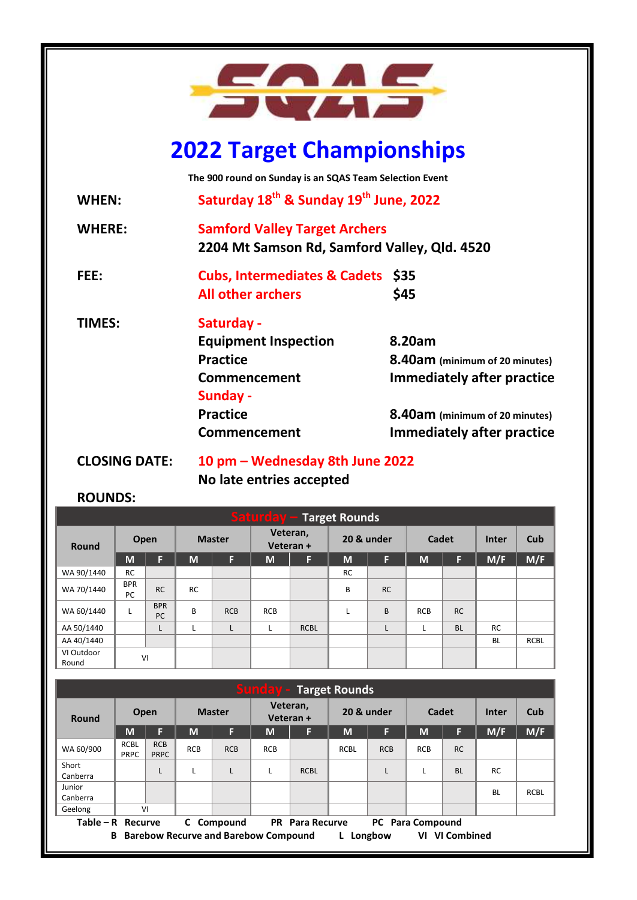# SQAS

# 2022 Target Championships

**The 900 round on Sunday is an SQAS Team Selection Event**

**WHEN:** Saturday 18th & Sunday 19th June, 2022

**WHERE:** Samford Valley Target Archers
2204 Mt Samson Rd, Samford Valley, Qld. 4520

**FEE:**
Cubs, Intermediates & Cadets $35
All other archers $45

**TIMES:**

**Saturday -**

| | |
|---|---|
| Equipment Inspection | 8.20am |
| Practice | 8.40am (minimum of 20 minutes) |
| Commencement | Immediately after practice |

**Sunday -**

| | |
|---|---|
| Practice | 8.40am (minimum of 20 minutes) |
| Commencement | Immediately after practice |

**CLOSING DATE:** 10 pm – Wednesday 8th June 2022
No late entries accepted

**ROUNDS:**

**Saturday – Target Rounds**

| Round | Open | | Master | | Veteran, Veteran + | | 20 & under | | Cadet | | Inter | Cub |
|---|---|---|---|---|---|---|---|---|---|---|---|---|
| | M | F | M | F | M | F | M | F | M | F | M/F | M/F |
| WA 90/1440 | RC | | | | | | RC | | | | | |
| WA 70/1440 | BPR PC | RC | RC | | | | B | RC | | | | |
| WA 60/1440 | L | BPR PC | B | RCB | RCB | | L | B | RCB | RC | | |
| AA 50/1440 | | L | L | L | L | RCBL | | L | L | BL | RC | |
| AA 40/1440 | | | | | | | | | | | BL | RCBL |
| VI Outdoor Round | VI | | | | | | | | | | | |

**Sunday - Target Rounds**

| Round | Open | | Master | | Veteran, Veteran + | | 20 & under | | Cadet | | Inter | Cub |
|---|---|---|---|---|---|---|---|---|---|---|---|---|
| | M | F | M | F | M | F | M | F | M | F | M/F | M/F |
| WA 60/900 | RCBL PRPC | RCB PRPC | RCB | RCB | RCB | | RCBL | RCB | RCB | RC | | |
| Short Canberra | | L | L | L | L | RCBL | | L | L | BL | RC | |
| Junior Canberra | | | | | | | | | | | BL | RCBL |
| Geelong | VI | | | | | | | | | | | |

**Table – R** Recurve **C** Compound **PR** Para Recurve **PC** Para Compound
**B** Barebow Recurve and Barebow Compound **L** Longbow **VI** VI Combined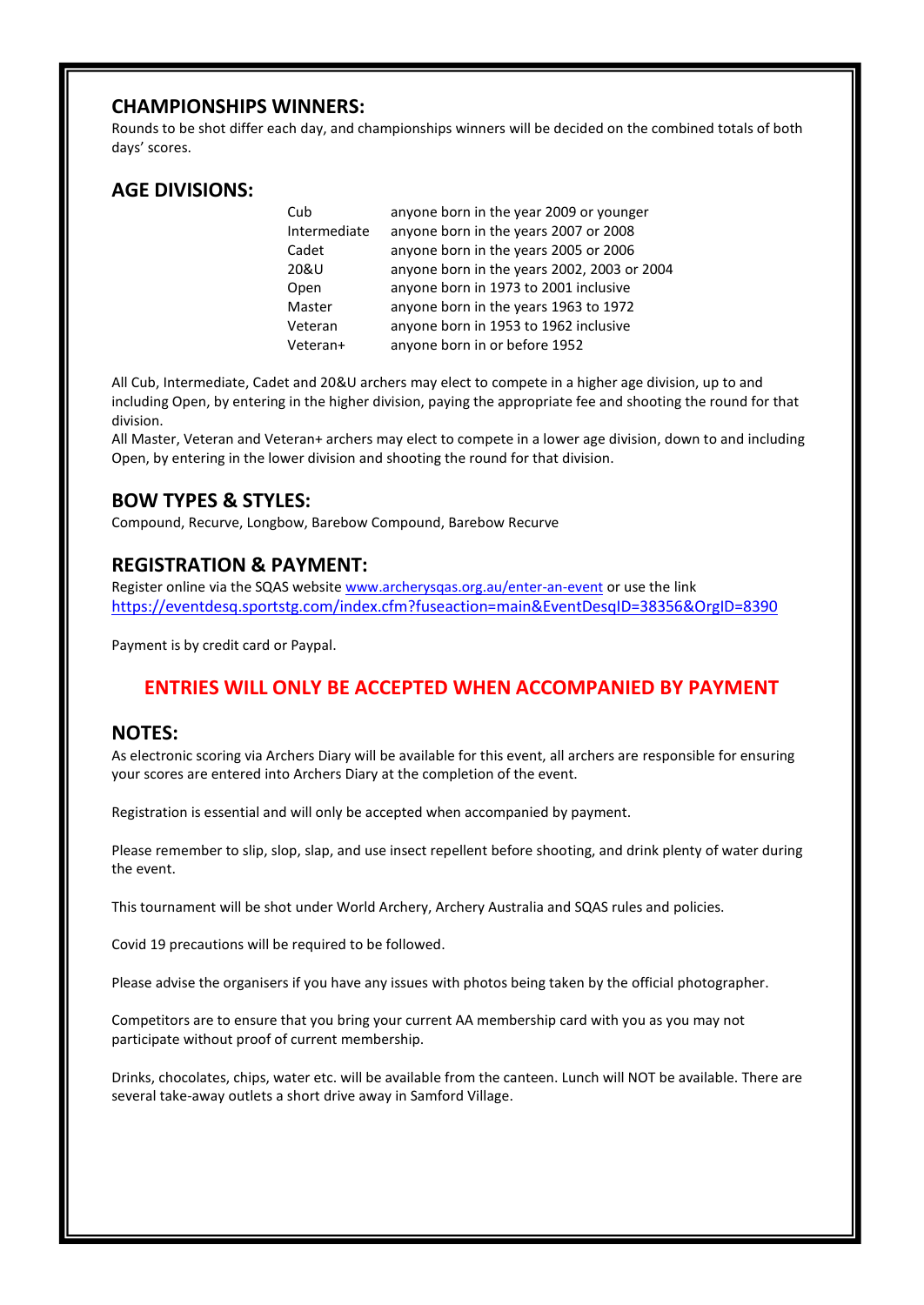## CHAMPIONSHIPS WINNERS:

Rounds to be shot differ each day, and championships winners will be decided on the combined totals of both days' scores.

## AGE DIVISIONS:

| | |
|---|---|
| Cub | anyone born in the year 2009 or younger |
| Intermediate | anyone born in the years 2007 or 2008 |
| Cadet | anyone born in the years 2005 or 2006 |
| 20&U | anyone born in the years 2002, 2003 or 2004 |
| Open | anyone born in 1973 to 2001 inclusive |
| Master | anyone born in the years 1963 to 1972 |
| Veteran | anyone born in 1953 to 1962 inclusive |
| Veteran+ | anyone born in or before 1952 |

All Cub, Intermediate, Cadet and 20&U archers may elect to compete in a higher age division, up to and including Open, by entering in the higher division, paying the appropriate fee and shooting the round for that division.
All Master, Veteran and Veteran+ archers may elect to compete in a lower age division, down to and including Open, by entering in the lower division and shooting the round for that division.

## BOW TYPES & STYLES:

Compound, Recurve, Longbow, Barebow Compound, Barebow Recurve

## REGISTRATION & PAYMENT:

Register online via the SQAS website www.archerysqas.org.au/enter-an-event or use the link
https://eventdesq.sportstg.com/index.cfm?fuseaction=main&EventDesqID=38356&OrgID=8390

Payment is by credit card or Paypal.

**ENTRIES WILL ONLY BE ACCEPTED WHEN ACCOMPANIED BY PAYMENT**

## NOTES:

As electronic scoring via Archers Diary will be available for this event, all archers are responsible for ensuring your scores are entered into Archers Diary at the completion of the event.

Registration is essential and will only be accepted when accompanied by payment.

Please remember to slip, slop, slap, and use insect repellent before shooting, and drink plenty of water during the event.

This tournament will be shot under World Archery, Archery Australia and SQAS rules and policies.

Covid 19 precautions will be required to be followed.

Please advise the organisers if you have any issues with photos being taken by the official photographer.

Competitors are to ensure that you bring your current AA membership card with you as you may not participate without proof of current membership.

Drinks, chocolates, chips, water etc. will be available from the canteen. Lunch will NOT be available. There are several take-away outlets a short drive away in Samford Village.